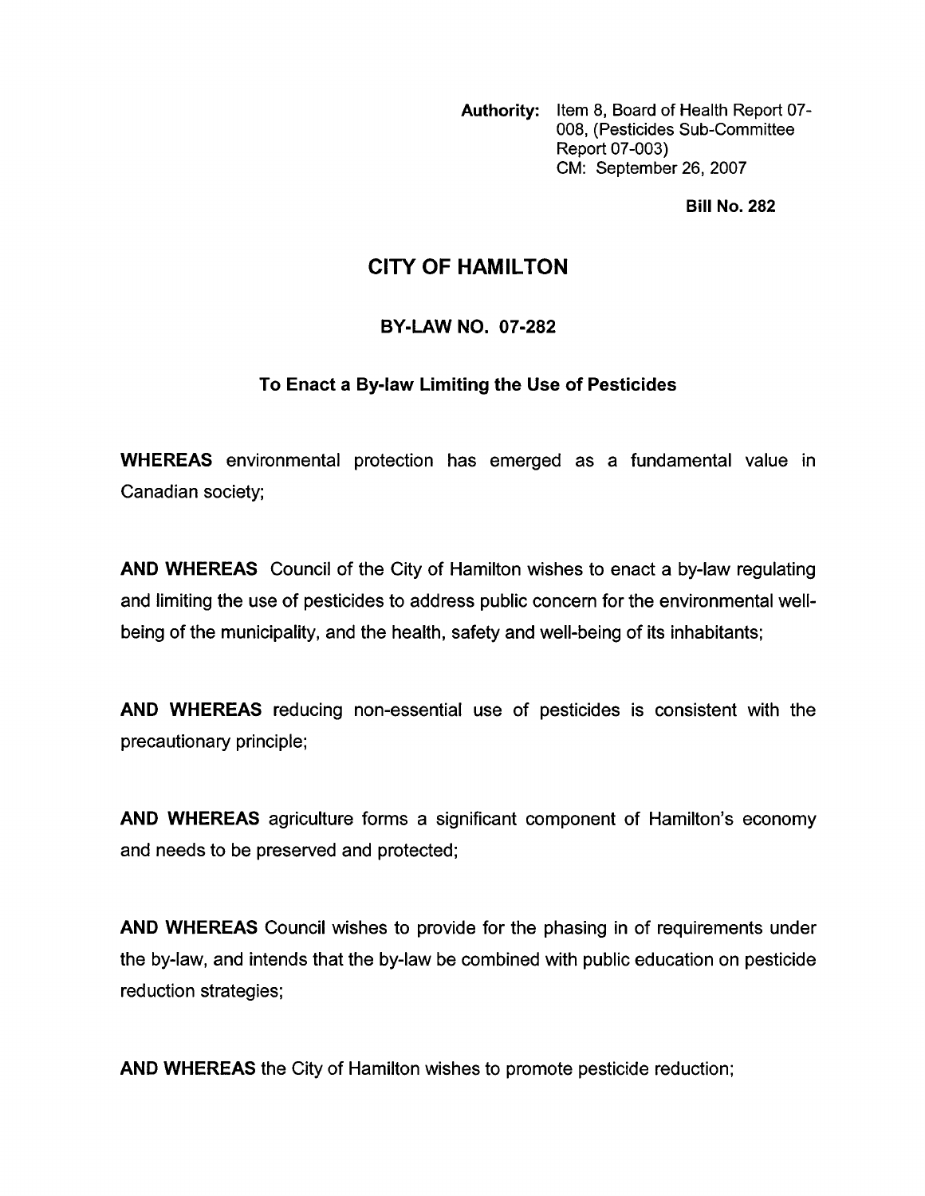**Authority:** Item 8, Board of Health Report 07-008, (Pesticides Sub-Committee Report 07-003)
CM: September 26, 2007

**Bill No. 282**

# CITY OF HAMILTON

## BY-LAW NO. 07-282

### To Enact a By-law Limiting the Use of Pesticides

**WHEREAS** environmental protection has emerged as a fundamental value in Canadian society;

**AND WHEREAS** Council of the City of Hamilton wishes to enact a by-law regulating and limiting the use of pesticides to address public concern for the environmental well-being of the municipality, and the health, safety and well-being of its inhabitants;

**AND WHEREAS** reducing non-essential use of pesticides is consistent with the precautionary principle;

**AND WHEREAS** agriculture forms a significant component of Hamilton's economy and needs to be preserved and protected;

**AND WHEREAS** Council wishes to provide for the phasing in of requirements under the by-law, and intends that the by-law be combined with public education on pesticide reduction strategies;

**AND WHEREAS** the City of Hamilton wishes to promote pesticide reduction;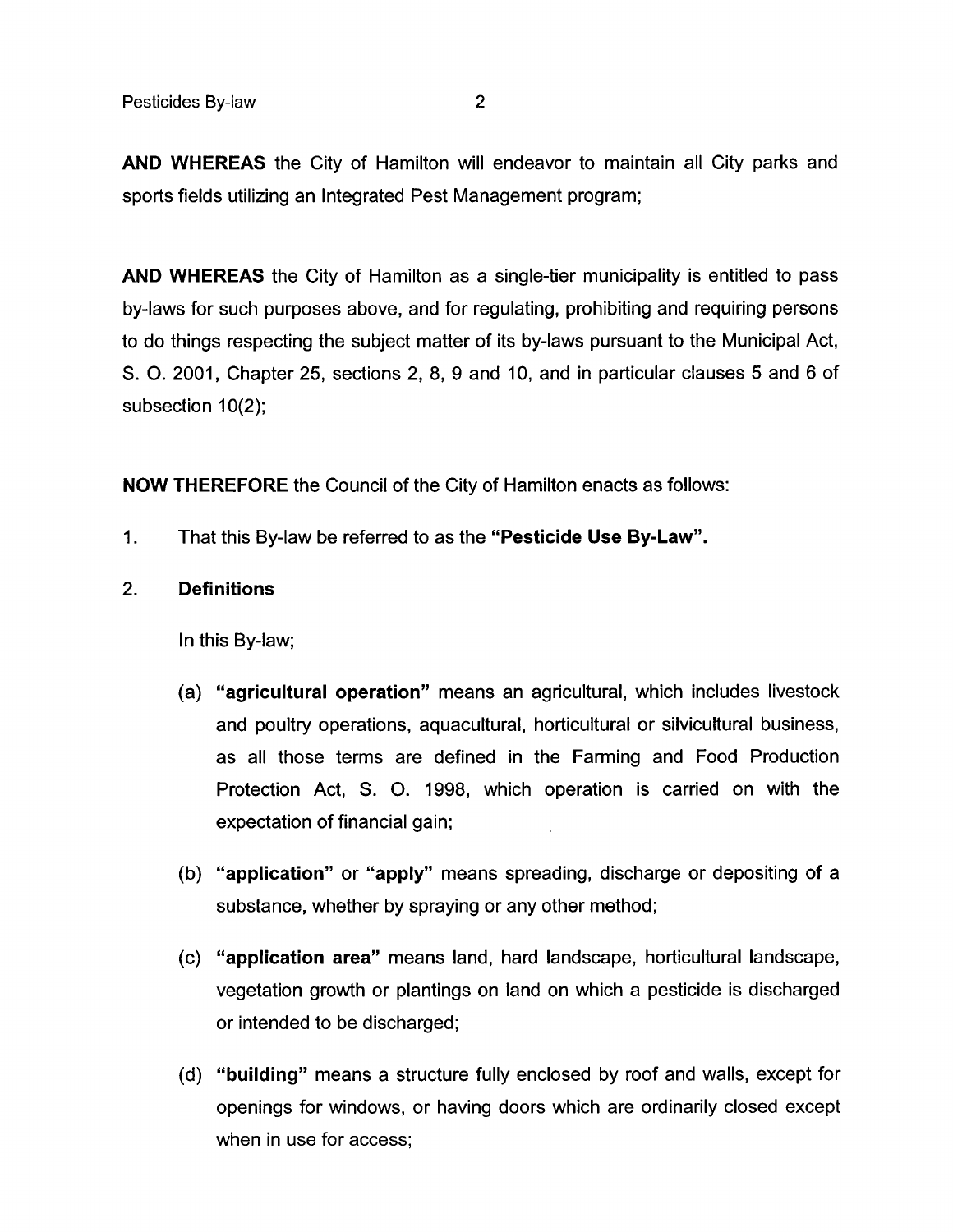**AND WHEREAS** the City of Hamilton will endeavor to maintain all City parks and sports fields utilizing an Integrated Pest Management program;

**AND WHEREAS** the City of Hamilton as a single-tier municipality is entitled to pass by-laws for such purposes above, and for regulating, prohibiting and requiring persons to do things respecting the subject matter of its by-laws pursuant to the Municipal Act, S. O. 2001, Chapter 25, sections 2, 8, 9 and 10, and in particular clauses 5 and 6 of subsection 10(2);

**NOW THEREFORE** the Council of the City of Hamilton enacts as follows:

1. That this By-law be referred to as the **"Pesticide Use By-Law".**

2. **Definitions**

   In this By-law;

   (a) **"agricultural operation"** means an agricultural, which includes livestock and poultry operations, aquacultural, horticultural or silvicultural business, as all those terms are defined in the Farming and Food Production Protection Act, S. O. 1998, which operation is carried on with the expectation of financial gain;

   (b) **"application"** or **"apply"** means spreading, discharge or depositing of a substance, whether by spraying or any other method;

   (c) **"application area"** means land, hard landscape, horticultural landscape, vegetation growth or plantings on land on which a pesticide is discharged or intended to be discharged;

   (d) **"building"** means a structure fully enclosed by roof and walls, except for openings for windows, or having doors which are ordinarily closed except when in use for access;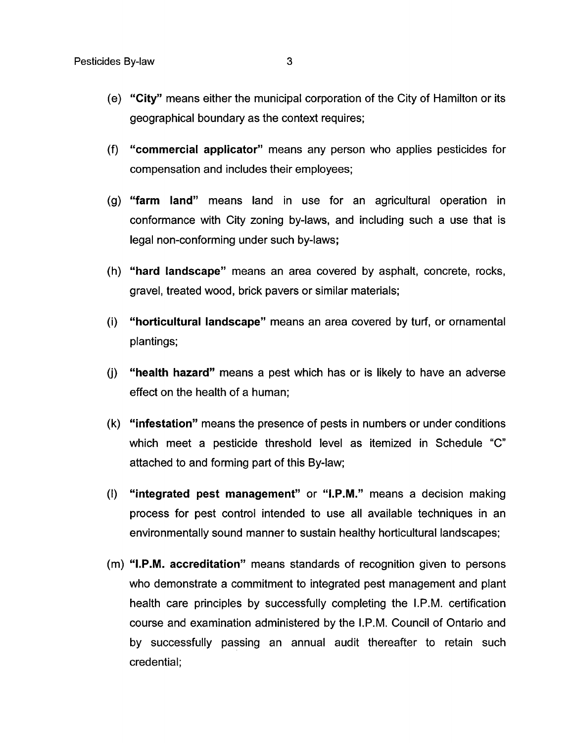(e) **"City"** means either the municipal corporation of the City of Hamilton or its geographical boundary as the context requires;

(f) **"commercial applicator"** means any person who applies pesticides for compensation and includes their employees;

(g) **"farm land"** means land in use for an agricultural operation in conformance with City zoning by-laws, and including such a use that is legal non-conforming under such by-laws;

(h) **"hard landscape"** means an area covered by asphalt, concrete, rocks, gravel, treated wood, brick pavers or similar materials;

(i) **"horticultural landscape"** means an area covered by turf, or ornamental plantings;

(j) **"health hazard"** means a pest which has or is likely to have an adverse effect on the health of a human;

(k) **"infestation"** means the presence of pests in numbers or under conditions which meet a pesticide threshold level as itemized in Schedule "C" attached to and forming part of this By-law;

(l) **"integrated pest management"** or **"I.P.M."** means a decision making process for pest control intended to use all available techniques in an environmentally sound manner to sustain healthy horticultural landscapes;

(m) **"I.P.M. accreditation"** means standards of recognition given to persons who demonstrate a commitment to integrated pest management and plant health care principles by successfully completing the I.P.M. certification course and examination administered by the I.P.M. Council of Ontario and by successfully passing an annual audit thereafter to retain such credential;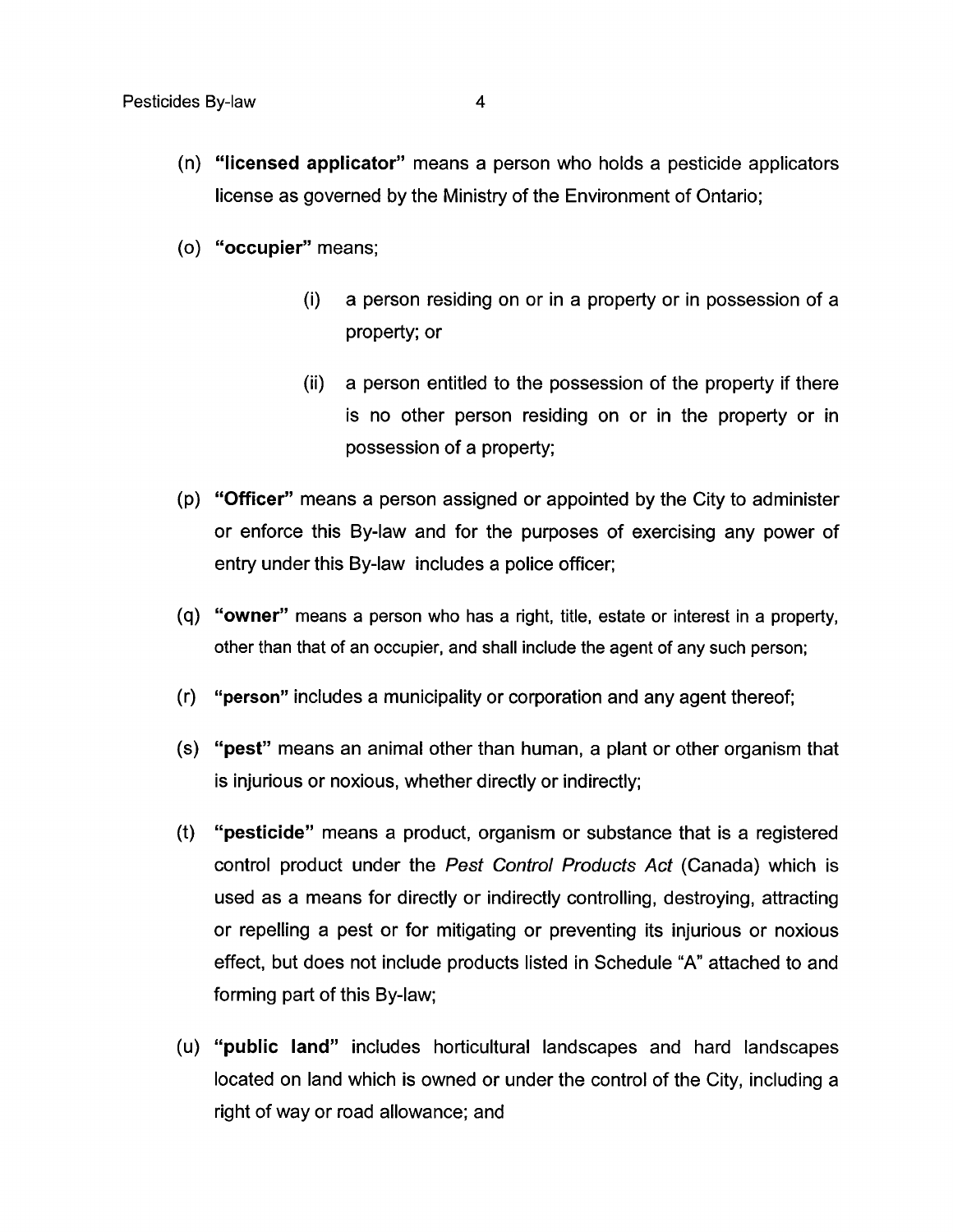(n) **"licensed applicator"** means a person who holds a pesticide applicators license as governed by the Ministry of the Environment of Ontario;

(o) **"occupier"** means;

  (i) a person residing on or in a property or in possession of a property; or

  (ii) a person entitled to the possession of the property if there is no other person residing on or in the property or in possession of a property;

(p) **"Officer"** means a person assigned or appointed by the City to administer or enforce this By-law and for the purposes of exercising any power of entry under this By-law includes a police officer;

(q) **"owner"** means a person who has a right, title, estate or interest in a property, other than that of an occupier, and shall include the agent of any such person;

(r) **"person"** includes a municipality or corporation and any agent thereof;

(s) **"pest"** means an animal other than human, a plant or other organism that is injurious or noxious, whether directly or indirectly;

(t) **"pesticide"** means a product, organism or substance that is a registered control product under the *Pest Control Products Act* (Canada) which is used as a means for directly or indirectly controlling, destroying, attracting or repelling a pest or for mitigating or preventing its injurious or noxious effect, but does not include products listed in Schedule "A" attached to and forming part of this By-law;

(u) **"public land"** includes horticultural landscapes and hard landscapes located on land which is owned or under the control of the City, including a right of way or road allowance; and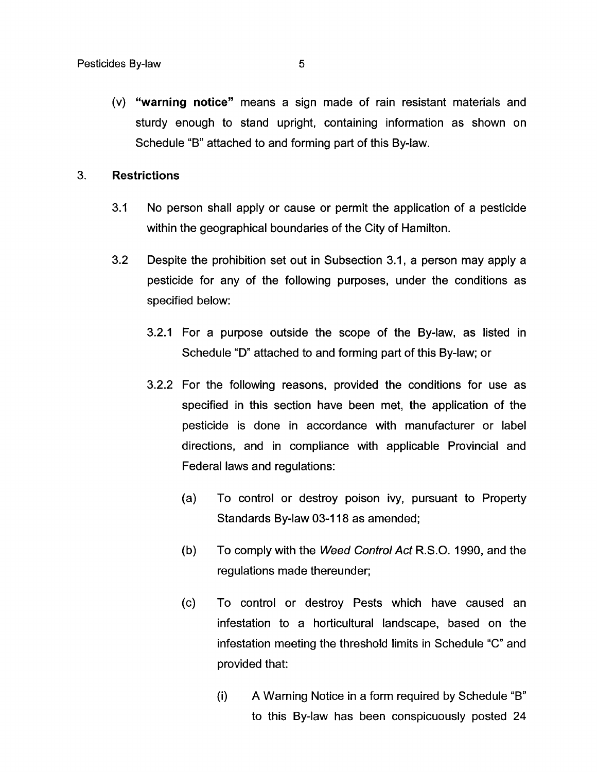(v) **"warning notice"** means a sign made of rain resistant materials and sturdy enough to stand upright, containing information as shown on Schedule "B" attached to and forming part of this By-law.

## 3. Restrictions

3.1 No person shall apply or cause or permit the application of a pesticide within the geographical boundaries of the City of Hamilton.

3.2 Despite the prohibition set out in Subsection 3.1, a person may apply a pesticide for any of the following purposes, under the conditions as specified below:

3.2.1 For a purpose outside the scope of the By-law, as listed in Schedule "D" attached to and forming part of this By-law; or

3.2.2 For the following reasons, provided the conditions for use as specified in this section have been met, the application of the pesticide is done in accordance with manufacturer or label directions, and in compliance with applicable Provincial and Federal laws and regulations:

(a) To control or destroy poison ivy, pursuant to Property Standards By-law 03-118 as amended;

(b) To comply with the *Weed Control Act* R.S.O. 1990, and the regulations made thereunder;

(c) To control or destroy Pests which have caused an infestation to a horticultural landscape, based on the infestation meeting the threshold limits in Schedule "C" and provided that:

(i) A Warning Notice in a form required by Schedule "B" to this By-law has been conspicuously posted 24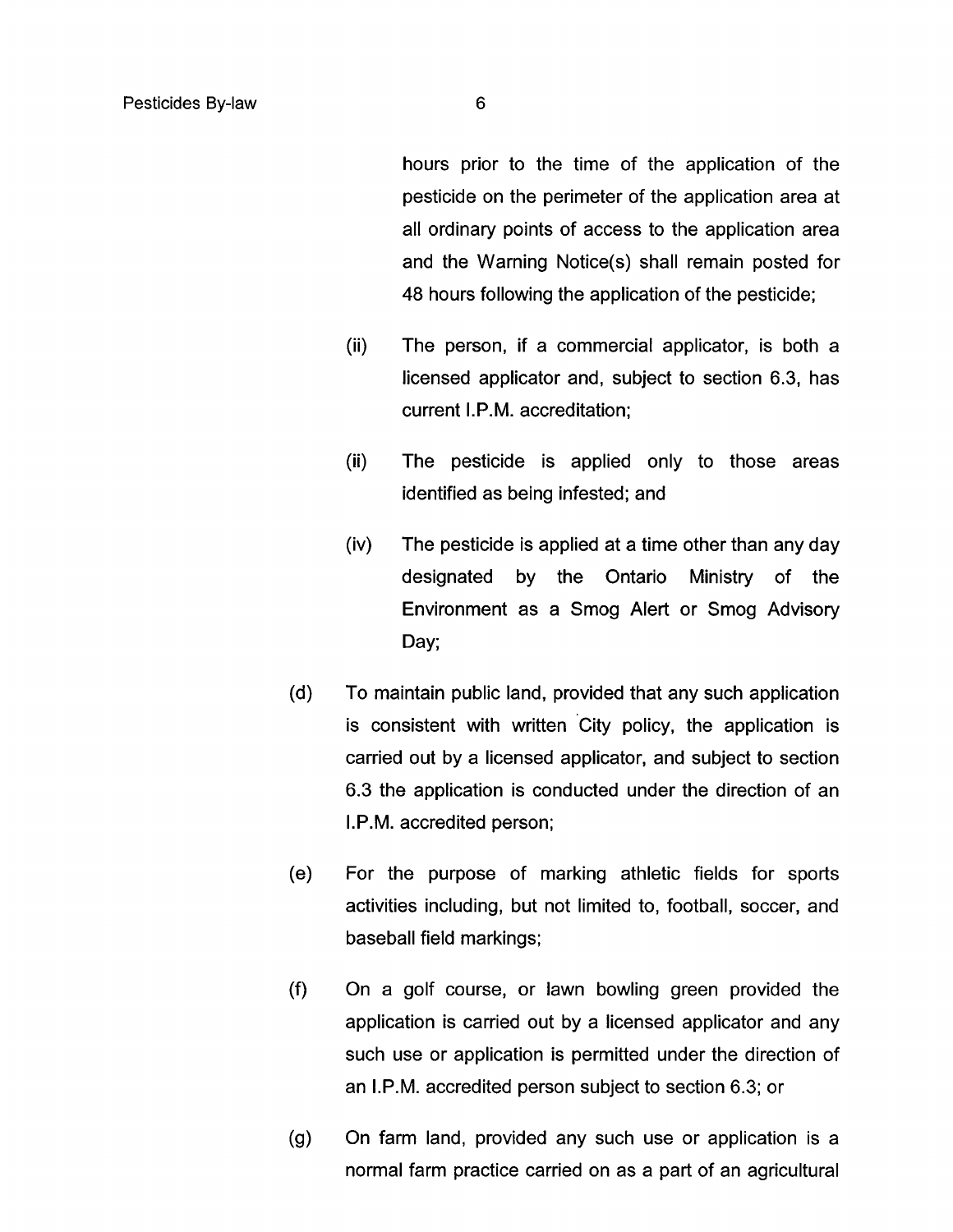hours prior to the time of the application of the pesticide on the perimeter of the application area at all ordinary points of access to the application area and the Warning Notice(s) shall remain posted for 48 hours following the application of the pesticide;

(ii) The person, if a commercial applicator, is both a licensed applicator and, subject to section 6.3, has current I.P.M. accreditation;

(ii) The pesticide is applied only to those areas identified as being infested; and

(iv) The pesticide is applied at a time other than any day designated by the Ontario Ministry of the Environment as a Smog Alert or Smog Advisory Day;

(d) To maintain public land, provided that any such application is consistent with written City policy, the application is carried out by a licensed applicator, and subject to section 6.3 the application is conducted under the direction of an I.P.M. accredited person;

(e) For the purpose of marking athletic fields for sports activities including, but not limited to, football, soccer, and baseball field markings;

(f) On a golf course, or lawn bowling green provided the application is carried out by a licensed applicator and any such use or application is permitted under the direction of an I.P.M. accredited person subject to section 6.3; or

(g) On farm land, provided any such use or application is a normal farm practice carried on as a part of an agricultural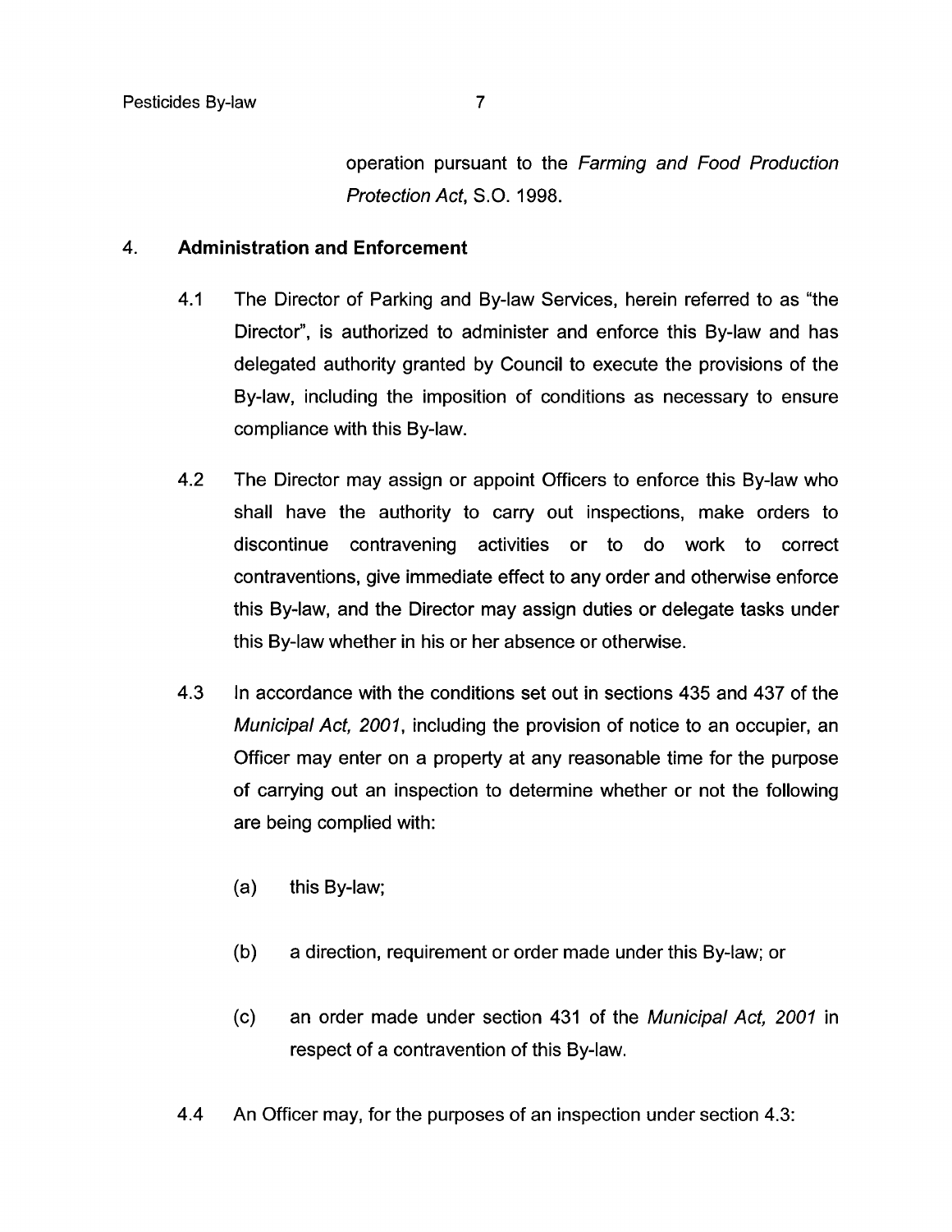operation pursuant to the *Farming and Food Production Protection Act*, S.O. 1998.

## 4. Administration and Enforcement

4.1 The Director of Parking and By-law Services, herein referred to as "the Director", is authorized to administer and enforce this By-law and has delegated authority granted by Council to execute the provisions of the By-law, including the imposition of conditions as necessary to ensure compliance with this By-law.

4.2 The Director may assign or appoint Officers to enforce this By-law who shall have the authority to carry out inspections, make orders to discontinue contravening activities or to do work to correct contraventions, give immediate effect to any order and otherwise enforce this By-law, and the Director may assign duties or delegate tasks under this By-law whether in his or her absence or otherwise.

4.3 In accordance with the conditions set out in sections 435 and 437 of the *Municipal Act, 2001*, including the provision of notice to an occupier, an Officer may enter on a property at any reasonable time for the purpose of carrying out an inspection to determine whether or not the following are being complied with:

(a) this By-law;

(b) a direction, requirement or order made under this By-law; or

(c) an order made under section 431 of the *Municipal Act, 2001* in respect of a contravention of this By-law.

4.4 An Officer may, for the purposes of an inspection under section 4.3: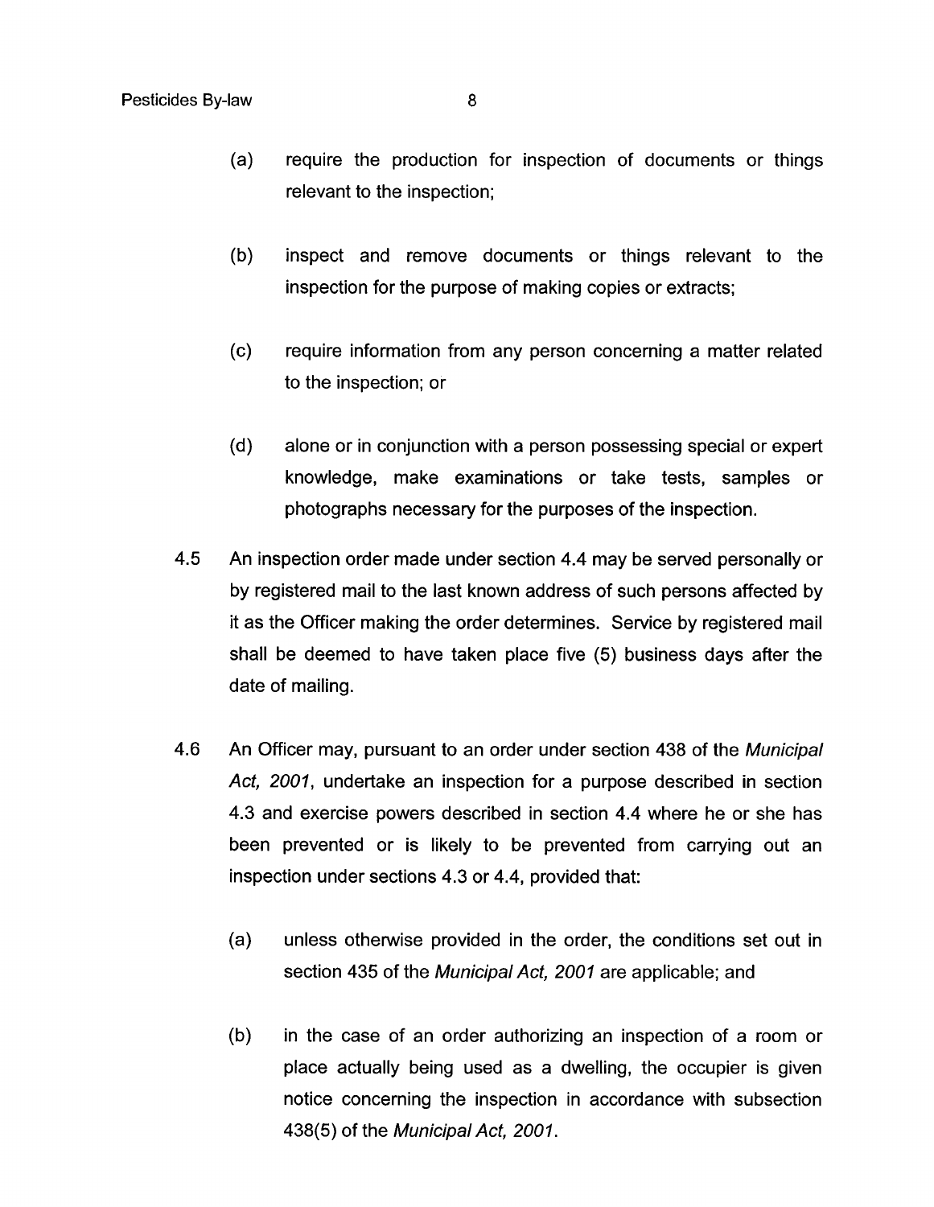(a) require the production for inspection of documents or things relevant to the inspection;

(b) inspect and remove documents or things relevant to the inspection for the purpose of making copies or extracts;

(c) require information from any person concerning a matter related to the inspection; or

(d) alone or in conjunction with a person possessing special or expert knowledge, make examinations or take tests, samples or photographs necessary for the purposes of the inspection.

4.5 An inspection order made under section 4.4 may be served personally or by registered mail to the last known address of such persons affected by it as the Officer making the order determines. Service by registered mail shall be deemed to have taken place five (5) business days after the date of mailing.

4.6 An Officer may, pursuant to an order under section 438 of the *Municipal Act, 2001*, undertake an inspection for a purpose described in section 4.3 and exercise powers described in section 4.4 where he or she has been prevented or is likely to be prevented from carrying out an inspection under sections 4.3 or 4.4, provided that:

(a) unless otherwise provided in the order, the conditions set out in section 435 of the *Municipal Act, 2001* are applicable; and

(b) in the case of an order authorizing an inspection of a room or place actually being used as a dwelling, the occupier is given notice concerning the inspection in accordance with subsection 438(5) of the *Municipal Act, 2001*.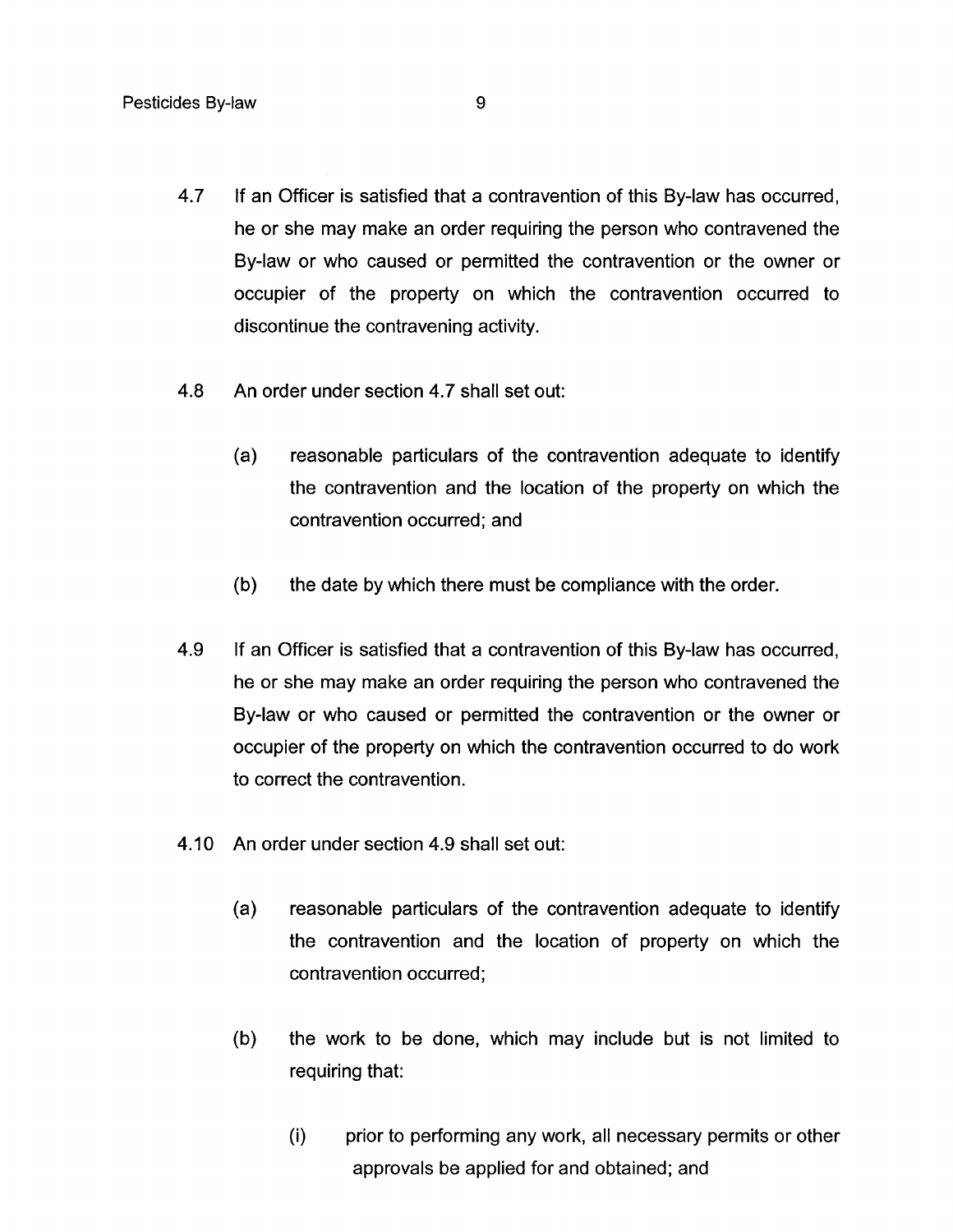4.7 If an Officer is satisfied that a contravention of this By-law has occurred, he or she may make an order requiring the person who contravened the By-law or who caused or permitted the contravention or the owner or occupier of the property on which the contravention occurred to discontinue the contravening activity.

4.8 An order under section 4.7 shall set out:

  (a) reasonable particulars of the contravention adequate to identify the contravention and the location of the property on which the contravention occurred; and

  (b) the date by which there must be compliance with the order.

4.9 If an Officer is satisfied that a contravention of this By-law has occurred, he or she may make an order requiring the person who contravened the By-law or who caused or permitted the contravention or the owner or occupier of the property on which the contravention occurred to do work to correct the contravention.

4.10 An order under section 4.9 shall set out:

  (a) reasonable particulars of the contravention adequate to identify the contravention and the location of property on which the contravention occurred;

  (b) the work to be done, which may include but is not limited to requiring that:

    (i) prior to performing any work, all necessary permits or other approvals be applied for and obtained; and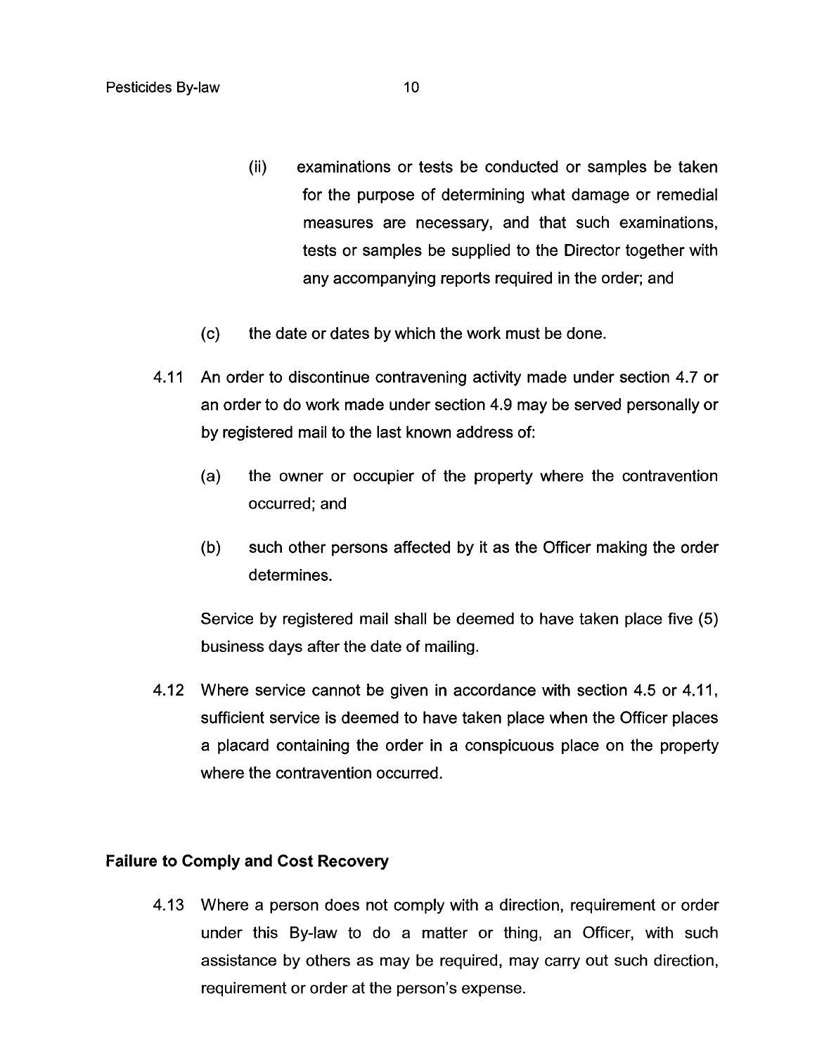(ii) examinations or tests be conducted or samples be taken for the purpose of determining what damage or remedial measures are necessary, and that such examinations, tests or samples be supplied to the Director together with any accompanying reports required in the order; and

(c) the date or dates by which the work must be done.

4.11 An order to discontinue contravening activity made under section 4.7 or an order to do work made under section 4.9 may be served personally or by registered mail to the last known address of:

(a) the owner or occupier of the property where the contravention occurred; and

(b) such other persons affected by it as the Officer making the order determines.

Service by registered mail shall be deemed to have taken place five (5) business days after the date of mailing.

4.12 Where service cannot be given in accordance with section 4.5 or 4.11, sufficient service is deemed to have taken place when the Officer places a placard containing the order in a conspicuous place on the property where the contravention occurred.

**Failure to Comply and Cost Recovery**

4.13 Where a person does not comply with a direction, requirement or order under this By-law to do a matter or thing, an Officer, with such assistance by others as may be required, may carry out such direction, requirement or order at the person's expense.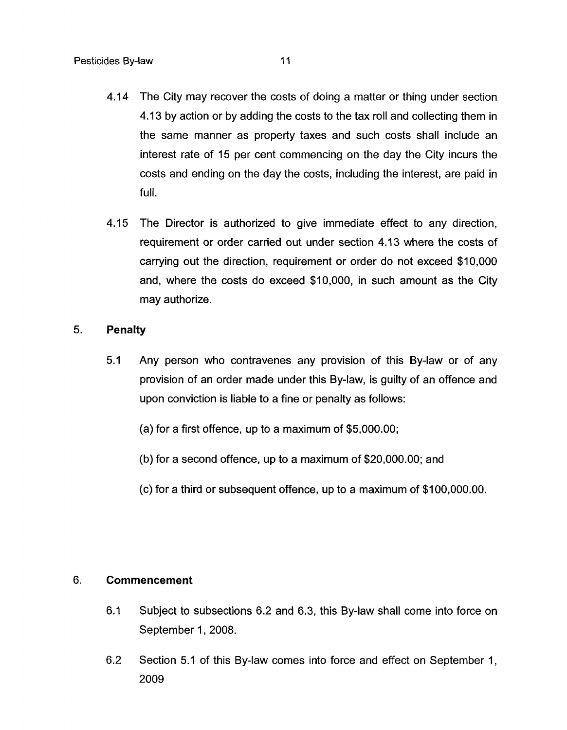4.14 The City may recover the costs of doing a matter or thing under section 4.13 by action or by adding the costs to the tax roll and collecting them in the same manner as property taxes and such costs shall include an interest rate of 15 per cent commencing on the day the City incurs the costs and ending on the day the costs, including the interest, are paid in full.

4.15 The Director is authorized to give immediate effect to any direction, requirement or order carried out under section 4.13 where the costs of carrying out the direction, requirement or order do not exceed $10,000 and, where the costs do exceed $10,000, in such amount as the City may authorize.

## 5. Penalty

5.1 Any person who contravenes any provision of this By-law or of any provision of an order made under this By-law, is guilty of an offence and upon conviction is liable to a fine or penalty as follows:

(a) for a first offence, up to a maximum of $5,000.00;

(b) for a second offence, up to a maximum of $20,000.00; and

(c) for a third or subsequent offence, up to a maximum of $100,000.00.

## 6. Commencement

6.1 Subject to subsections 6.2 and 6.3, this By-law shall come into force on September 1, 2008.

6.2 Section 5.1 of this By-law comes into force and effect on September 1, 2009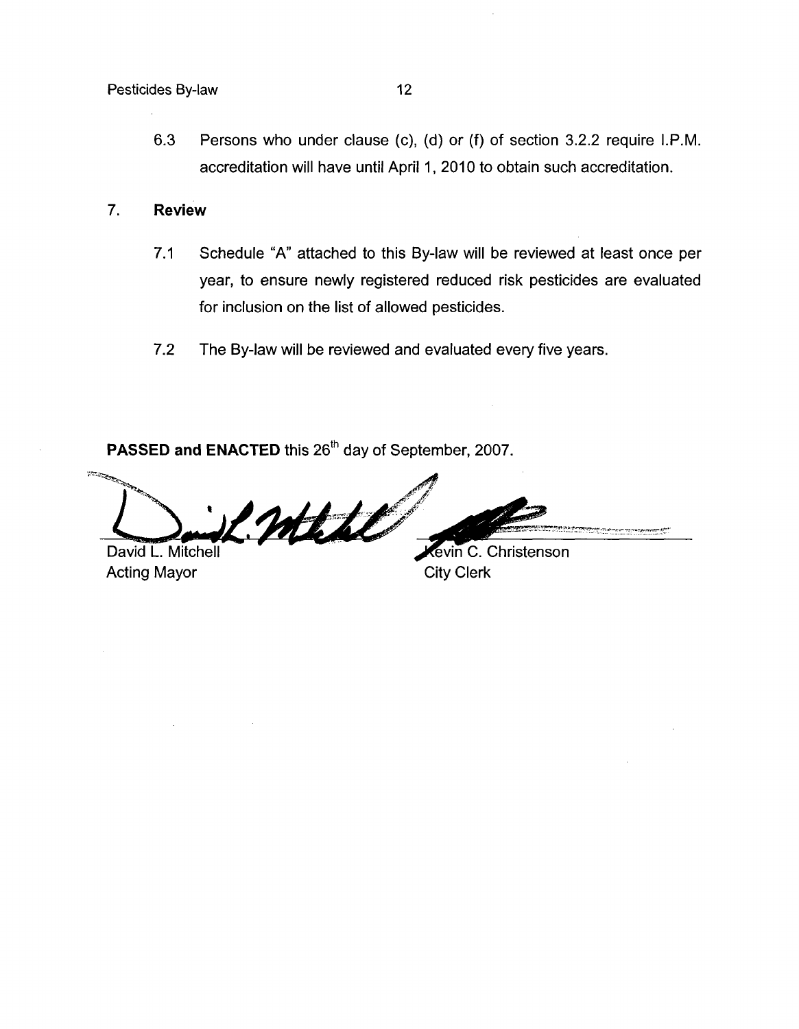6.3 Persons who under clause (c), (d) or (f) of section 3.2.2 require I.P.M. accreditation will have until April 1, 2010 to obtain such accreditation.

## 7. Review

7.1 Schedule "A" attached to this By-law will be reviewed at least once per year, to ensure newly registered reduced risk pesticides are evaluated for inclusion on the list of allowed pesticides.

7.2 The By-law will be reviewed and evaluated every five years.

**PASSED and ENACTED** this 26th day of September, 2007.

David L. Mitchell
Acting Mayor

Kevin C. Christenson
City Clerk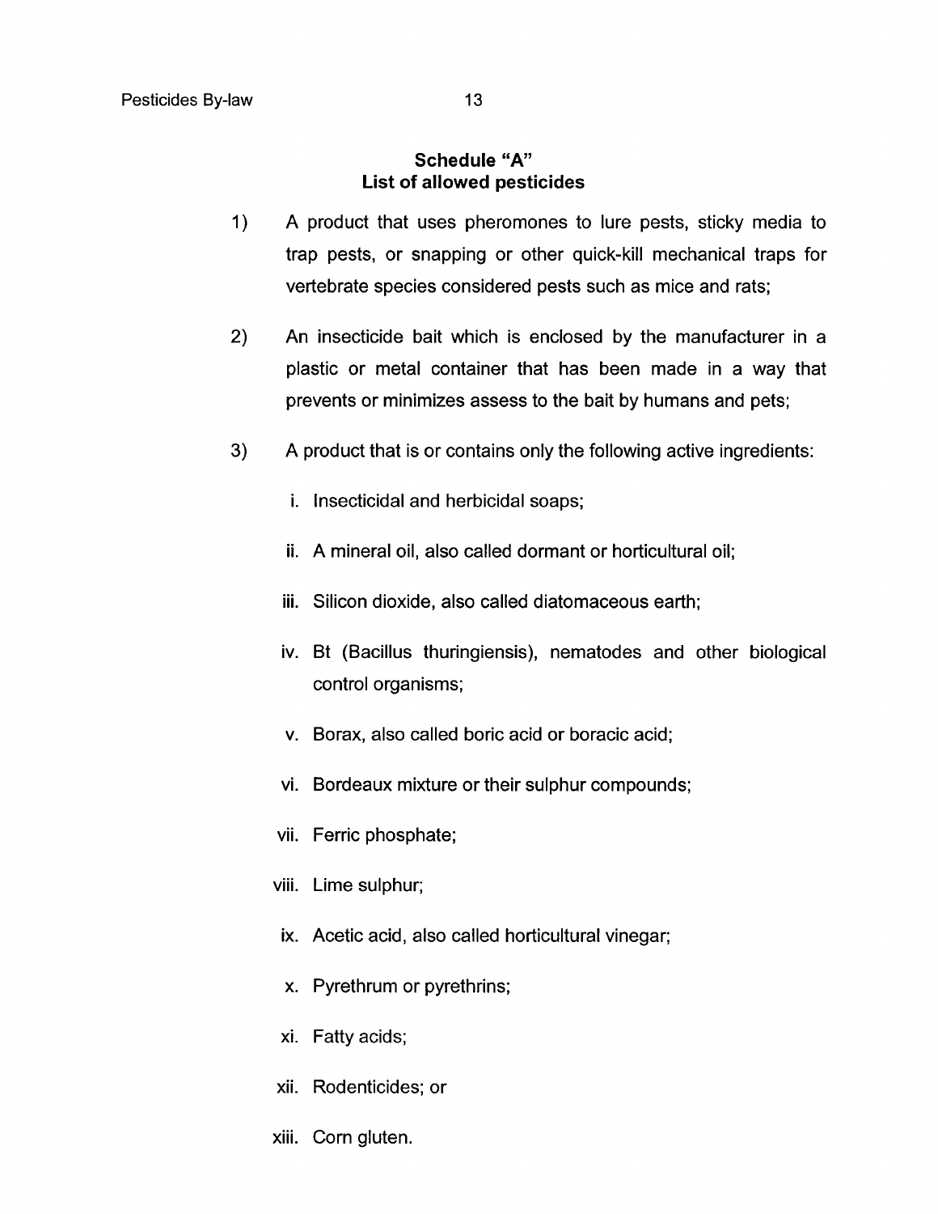## Schedule "A"
## List of allowed pesticides

1) A product that uses pheromones to lure pests, sticky media to trap pests, or snapping or other quick-kill mechanical traps for vertebrate species considered pests such as mice and rats;

2) An insecticide bait which is enclosed by the manufacturer in a plastic or metal container that has been made in a way that prevents or minimizes assess to the bait by humans and pets;

3) A product that is or contains only the following active ingredients:

   i. Insecticidal and herbicidal soaps;

   ii. A mineral oil, also called dormant or horticultural oil;

   iii. Silicon dioxide, also called diatomaceous earth;

   iv. Bt (Bacillus thuringiensis), nematodes and other biological control organisms;

   v. Borax, also called boric acid or boracic acid;

   vi. Bordeaux mixture or their sulphur compounds;

   vii. Ferric phosphate;

   viii. Lime sulphur;

   ix. Acetic acid, also called horticultural vinegar;

   x. Pyrethrum or pyrethrins;

   xi. Fatty acids;

   xii. Rodenticides; or

   xiii. Corn gluten.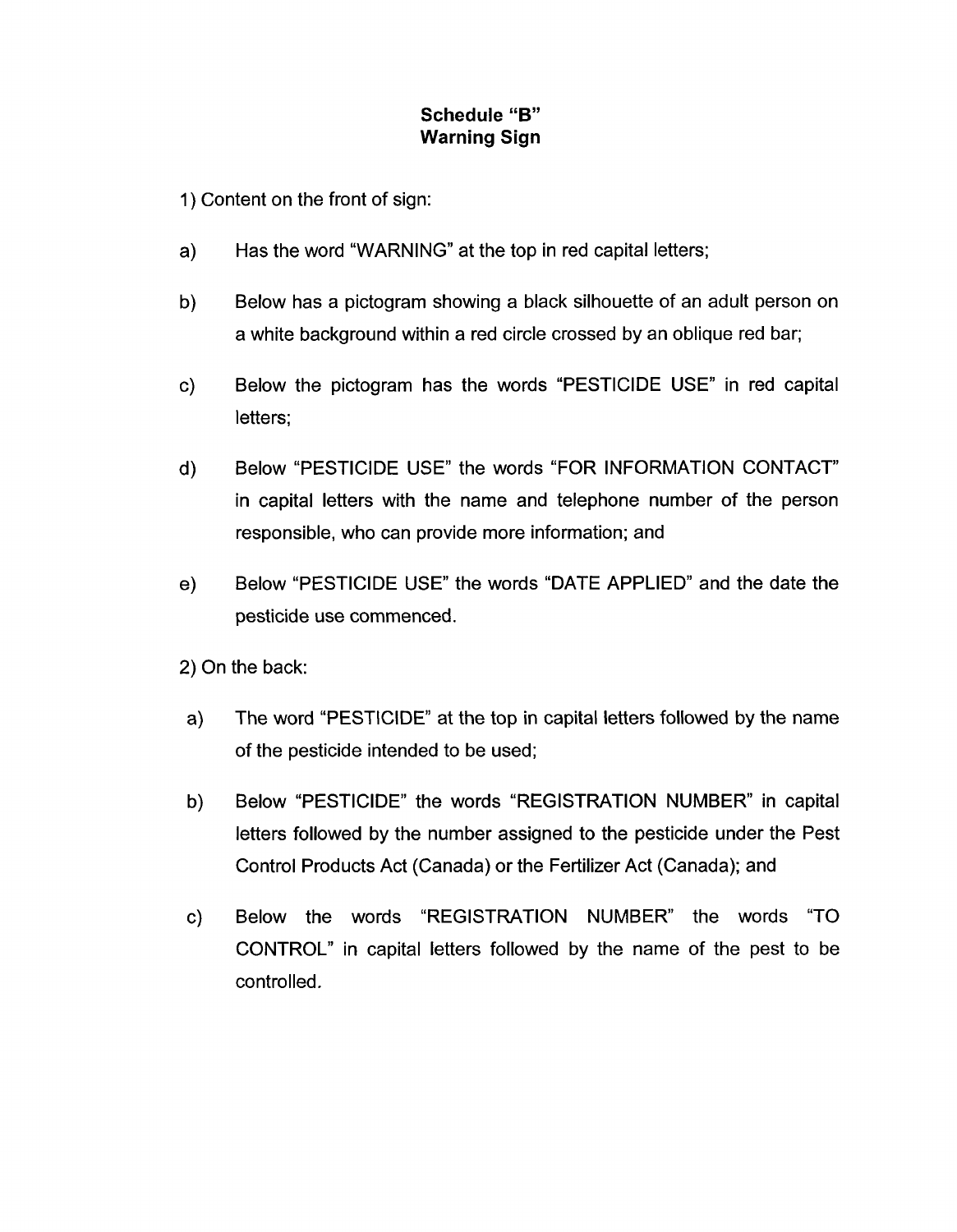## Schedule "B"
## Warning Sign

1) Content on the front of sign:

a) Has the word "WARNING" at the top in red capital letters;

b) Below has a pictogram showing a black silhouette of an adult person on a white background within a red circle crossed by an oblique red bar;

c) Below the pictogram has the words "PESTICIDE USE" in red capital letters;

d) Below "PESTICIDE USE" the words "FOR INFORMATION CONTACT" in capital letters with the name and telephone number of the person responsible, who can provide more information; and

e) Below "PESTICIDE USE" the words "DATE APPLIED" and the date the pesticide use commenced.

2) On the back:

a) The word "PESTICIDE" at the top in capital letters followed by the name of the pesticide intended to be used;

b) Below "PESTICIDE" the words "REGISTRATION NUMBER" in capital letters followed by the number assigned to the pesticide under the Pest Control Products Act (Canada) or the Fertilizer Act (Canada); and

c) Below the words "REGISTRATION NUMBER" the words "TO CONTROL" in capital letters followed by the name of the pest to be controlled.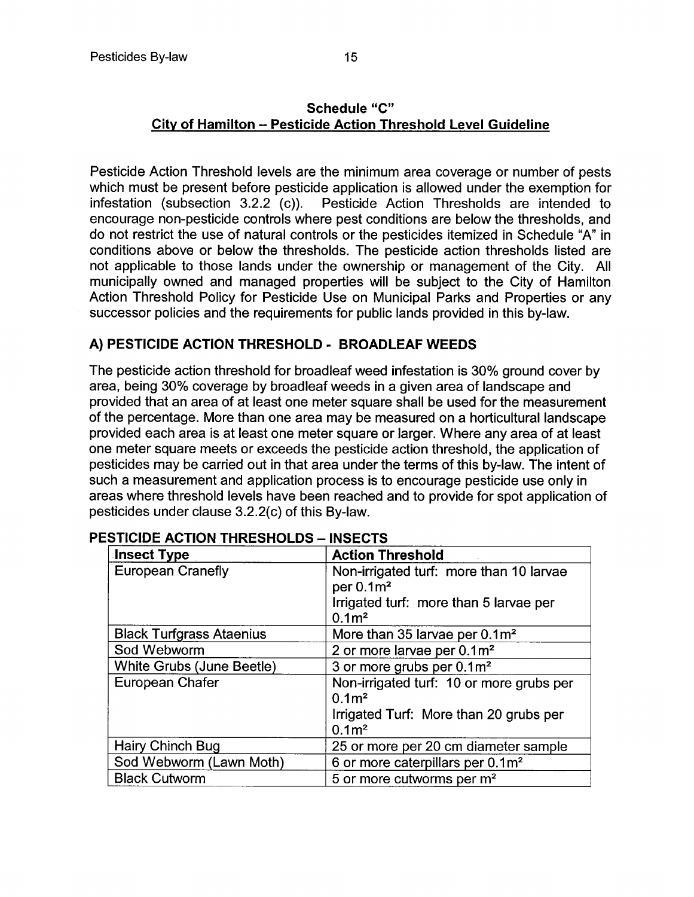## Schedule "C"
## City of Hamilton – Pesticide Action Threshold Level Guideline

Pesticide Action Threshold levels are the minimum area coverage or number of pests which must be present before pesticide application is allowed under the exemption for infestation (subsection 3.2.2 (c)). Pesticide Action Thresholds are intended to encourage non-pesticide controls where pest conditions are below the thresholds, and do not restrict the use of natural controls or the pesticides itemized in Schedule "A" in conditions above or below the thresholds. The pesticide action thresholds listed are not applicable to those lands under the ownership or management of the City. All municipally owned and managed properties will be subject to the City of Hamilton Action Threshold Policy for Pesticide Use on Municipal Parks and Properties or any successor policies and the requirements for public lands provided in this by-law.

### A) PESTICIDE ACTION THRESHOLD - BROADLEAF WEEDS

The pesticide action threshold for broadleaf weed infestation is 30% ground cover by area, being 30% coverage by broadleaf weeds in a given area of landscape and provided that an area of at least one meter square shall be used for the measurement of the percentage. More than one area may be measured on a horticultural landscape provided each area is at least one meter square or larger. Where any area of at least one meter square meets or exceeds the pesticide action threshold, the application of pesticides may be carried out in that area under the terms of this by-law. The intent of such a measurement and application process is to encourage pesticide use only in areas where threshold levels have been reached and to provide for spot application of pesticides under clause 3.2.2(c) of this By-law.

### PESTICIDE ACTION THRESHOLDS – INSECTS

| Insect Type | Action Threshold |
|---|---|
| European Cranefly | Non-irrigated turf: more than 10 larvae per $0.1m^2$<br>Irrigated turf: more than 5 larvae per $0.1m^2$ |
| Black Turfgrass Ataenius | More than 35 larvae per $0.1m^2$ |
| Sod Webworm | 2 or more larvae per $0.1m^2$ |
| White Grubs (June Beetle) | 3 or more grubs per $0.1m^2$ |
| European Chafer | Non-irrigated turf: 10 or more grubs per $0.1m^2$<br>Irrigated Turf: More than 20 grubs per $0.1m^2$ |
| Hairy Chinch Bug | 25 or more per 20 cm diameter sample |
| Sod Webworm (Lawn Moth) | 6 or more caterpillars per $0.1m^2$ |
| Black Cutworm | 5 or more cutworms per $m^2$ |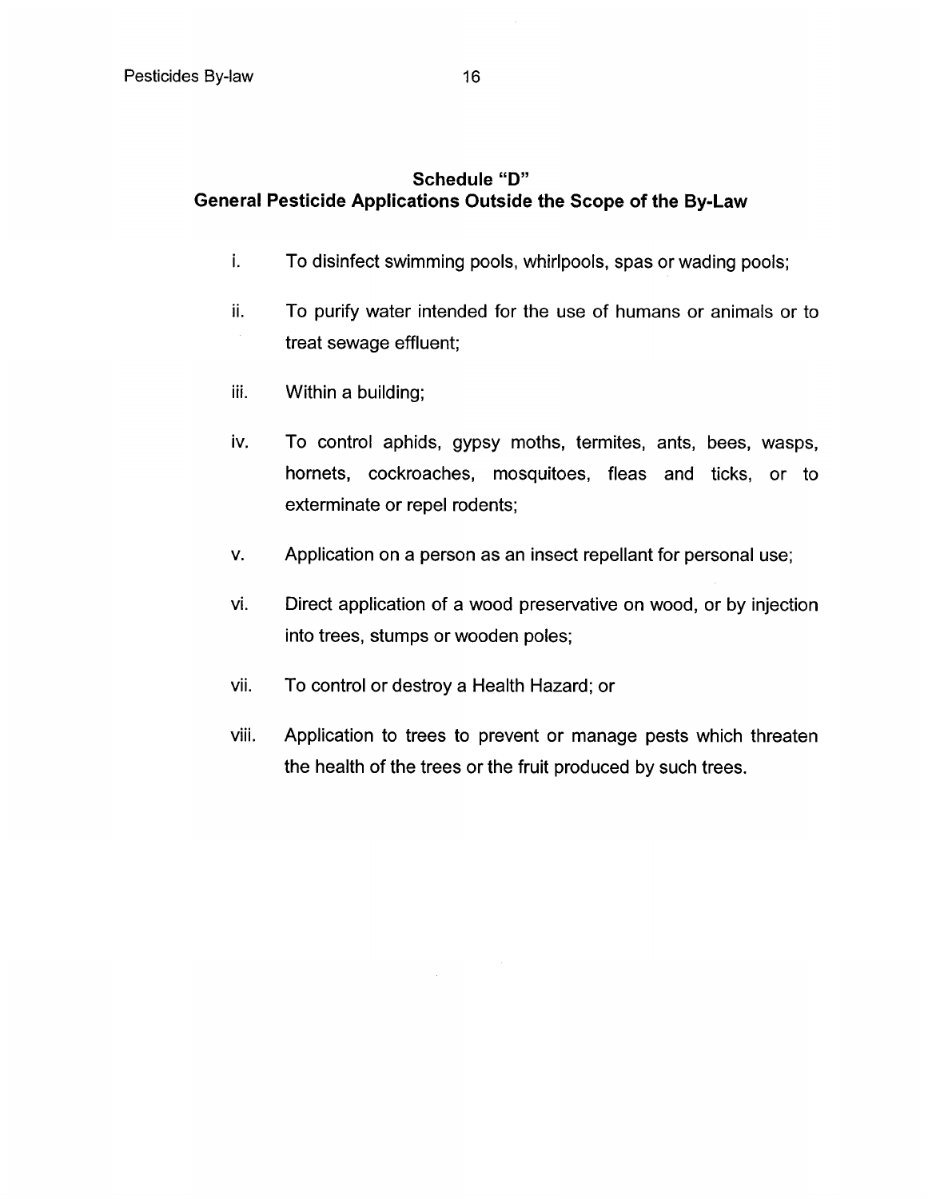## Schedule "D"
## General Pesticide Applications Outside the Scope of the By-Law

i. To disinfect swimming pools, whirlpools, spas or wading pools;

ii. To purify water intended for the use of humans or animals or to treat sewage effluent;

iii. Within a building;

iv. To control aphids, gypsy moths, termites, ants, bees, wasps, hornets, cockroaches, mosquitoes, fleas and ticks, or to exterminate or repel rodents;

v. Application on a person as an insect repellant for personal use;

vi. Direct application of a wood preservative on wood, or by injection into trees, stumps or wooden poles;

vii. To control or destroy a Health Hazard; or

viii. Application to trees to prevent or manage pests which threaten the health of the trees or the fruit produced by such trees.